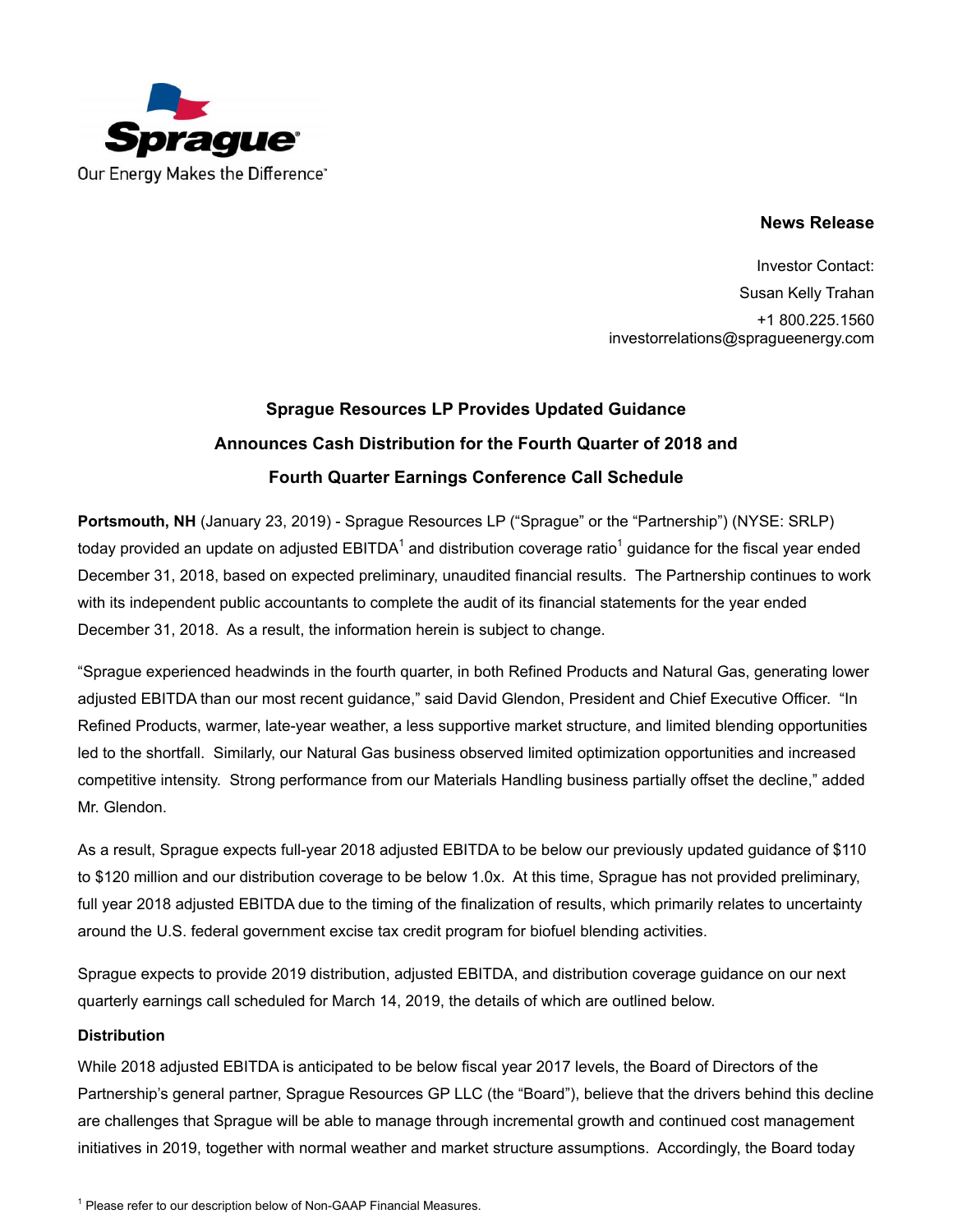Sprague

Our Energy Makes the Difference

**News Release**

Investor Contact:
Susan Kelly Trahan
+1 800.225.1560
investorrelations@spragueenergy.com

## Sprague Resources LP Provides Updated Guidance

## Announces Cash Distribution for the Fourth Quarter of 2018 and Fourth Quarter Earnings Conference Call Schedule

**Portsmouth, NH** (January 23, 2019) - Sprague Resources LP ("Sprague" or the "Partnership") (NYSE: SRLP) today provided an update on adjusted EBITDA[1] and distribution coverage ratio[1] guidance for the fiscal year ended December 31, 2018, based on expected preliminary, unaudited financial results. The Partnership continues to work with its independent public accountants to complete the audit of its financial statements for the year ended December 31, 2018. As a result, the information herein is subject to change.

"Sprague experienced headwinds in the fourth quarter, in both Refined Products and Natural Gas, generating lower adjusted EBITDA than our most recent guidance," said David Glendon, President and Chief Executive Officer. "In Refined Products, warmer, late-year weather, a less supportive market structure, and limited blending opportunities led to the shortfall. Similarly, our Natural Gas business observed limited optimization opportunities and increased competitive intensity. Strong performance from our Materials Handling business partially offset the decline," added Mr. Glendon.

As a result, Sprague expects full-year 2018 adjusted EBITDA to be below our previously updated guidance of $110 to $120 million and our distribution coverage to be below 1.0x. At this time, Sprague has not provided preliminary, full year 2018 adjusted EBITDA due to the timing of the finalization of results, which primarily relates to uncertainty around the U.S. federal government excise tax credit program for biofuel blending activities.

Sprague expects to provide 2019 distribution, adjusted EBITDA, and distribution coverage guidance on our next quarterly earnings call scheduled for March 14, 2019, the details of which are outlined below.

**Distribution**

While 2018 adjusted EBITDA is anticipated to be below fiscal year 2017 levels, the Board of Directors of the Partnership's general partner, Sprague Resources GP LLC (the "Board"), believe that the drivers behind this decline are challenges that Sprague will be able to manage through incremental growth and continued cost management initiatives in 2019, together with normal weather and market structure assumptions. Accordingly, the Board today

[1] Please refer to our description below of Non-GAAP Financial Measures.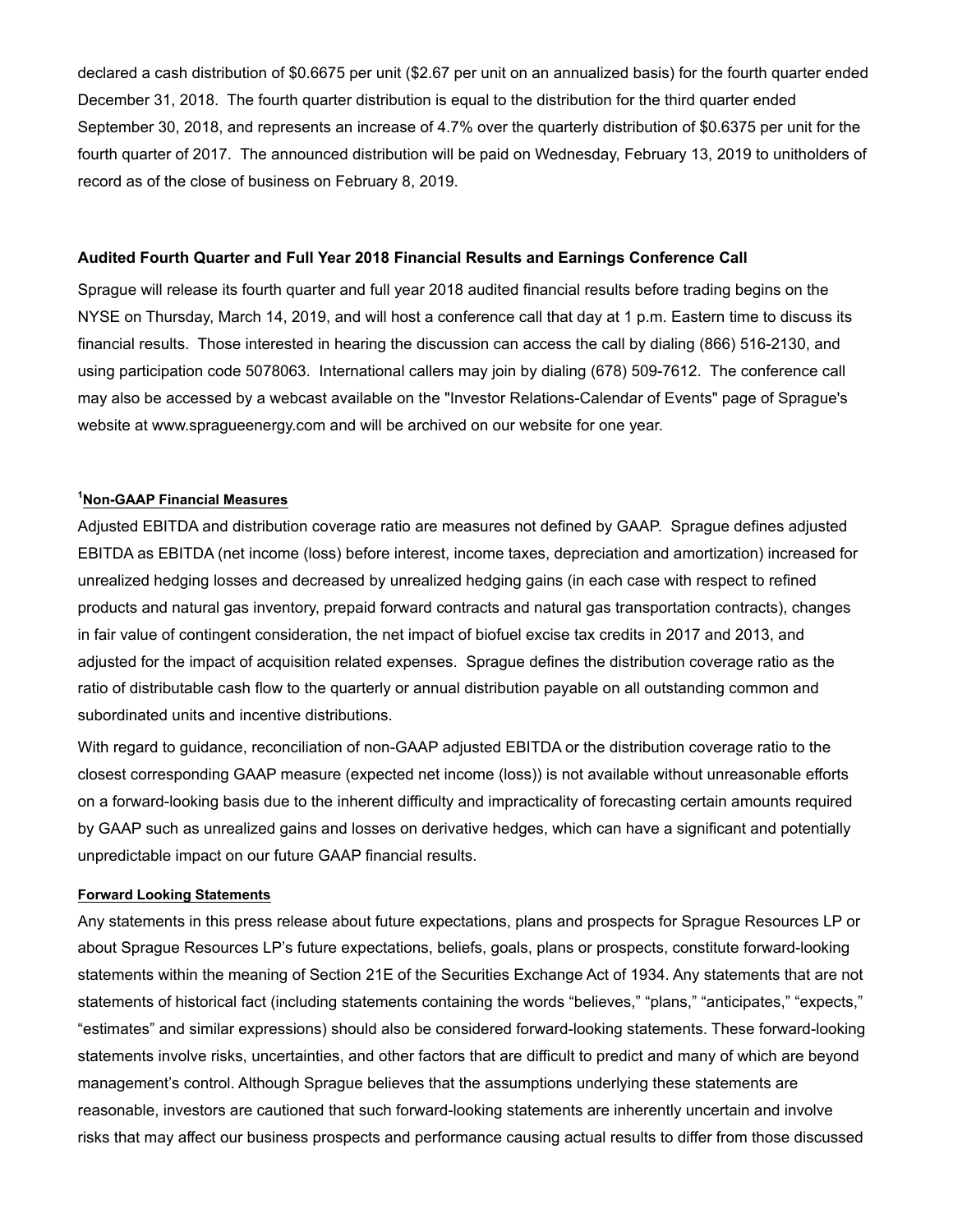declared a cash distribution of $0.6675 per unit ($2.67 per unit on an annualized basis) for the fourth quarter ended December 31, 2018. The fourth quarter distribution is equal to the distribution for the third quarter ended September 30, 2018, and represents an increase of 4.7% over the quarterly distribution of $0.6375 per unit for the fourth quarter of 2017. The announced distribution will be paid on Wednesday, February 13, 2019 to unitholders of record as of the close of business on February 8, 2019.

**Audited Fourth Quarter and Full Year 2018 Financial Results and Earnings Conference Call**

Sprague will release its fourth quarter and full year 2018 audited financial results before trading begins on the NYSE on Thursday, March 14, 2019, and will host a conference call that day at 1 p.m. Eastern time to discuss its financial results. Those interested in hearing the discussion can access the call by dialing (866) 516-2130, and using participation code 5078063. International callers may join by dialing (678) 509-7612. The conference call may also be accessed by a webcast available on the "Investor Relations-Calendar of Events" page of Sprague's website at www.spragueenergy.com and will be archived on our website for one year.

**[1]Non-GAAP Financial Measures**

Adjusted EBITDA and distribution coverage ratio are measures not defined by GAAP. Sprague defines adjusted EBITDA as EBITDA (net income (loss) before interest, income taxes, depreciation and amortization) increased for unrealized hedging losses and decreased by unrealized hedging gains (in each case with respect to refined products and natural gas inventory, prepaid forward contracts and natural gas transportation contracts), changes in fair value of contingent consideration, the net impact of biofuel excise tax credits in 2017 and 2013, and adjusted for the impact of acquisition related expenses. Sprague defines the distribution coverage ratio as the ratio of distributable cash flow to the quarterly or annual distribution payable on all outstanding common and subordinated units and incentive distributions.

With regard to guidance, reconciliation of non-GAAP adjusted EBITDA or the distribution coverage ratio to the closest corresponding GAAP measure (expected net income (loss)) is not available without unreasonable efforts on a forward-looking basis due to the inherent difficulty and impracticality of forecasting certain amounts required by GAAP such as unrealized gains and losses on derivative hedges, which can have a significant and potentially unpredictable impact on our future GAAP financial results.

**Forward Looking Statements**

Any statements in this press release about future expectations, plans and prospects for Sprague Resources LP or about Sprague Resources LP's future expectations, beliefs, goals, plans or prospects, constitute forward-looking statements within the meaning of Section 21E of the Securities Exchange Act of 1934. Any statements that are not statements of historical fact (including statements containing the words "believes," "plans," "anticipates," "expects," "estimates" and similar expressions) should also be considered forward-looking statements. These forward-looking statements involve risks, uncertainties, and other factors that are difficult to predict and many of which are beyond management's control. Although Sprague believes that the assumptions underlying these statements are reasonable, investors are cautioned that such forward-looking statements are inherently uncertain and involve risks that may affect our business prospects and performance causing actual results to differ from those discussed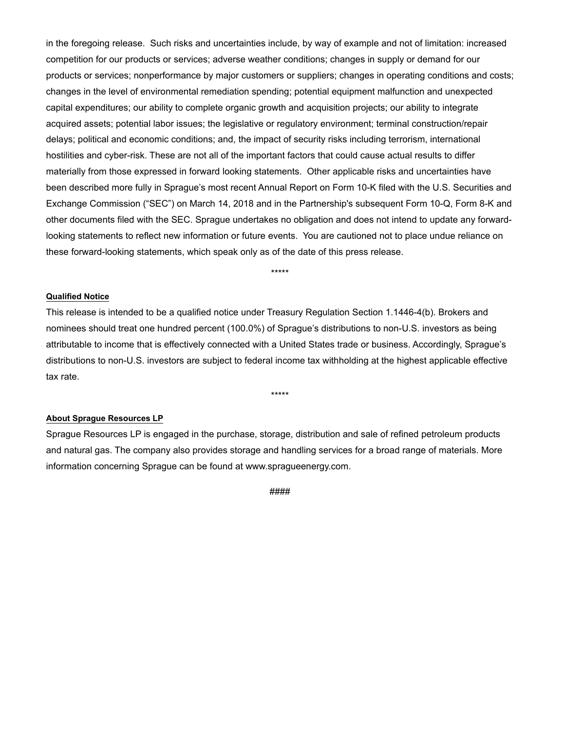in the foregoing release. Such risks and uncertainties include, by way of example and not of limitation: increased competition for our products or services; adverse weather conditions; changes in supply or demand for our products or services; nonperformance by major customers or suppliers; changes in operating conditions and costs; changes in the level of environmental remediation spending; potential equipment malfunction and unexpected capital expenditures; our ability to complete organic growth and acquisition projects; our ability to integrate acquired assets; potential labor issues; the legislative or regulatory environment; terminal construction/repair delays; political and economic conditions; and, the impact of security risks including terrorism, international hostilities and cyber-risk. These are not all of the important factors that could cause actual results to differ materially from those expressed in forward looking statements. Other applicable risks and uncertainties have been described more fully in Sprague's most recent Annual Report on Form 10-K filed with the U.S. Securities and Exchange Commission ("SEC") on March 14, 2018 and in the Partnership's subsequent Form 10-Q, Form 8-K and other documents filed with the SEC. Sprague undertakes no obligation and does not intend to update any forward-looking statements to reflect new information or future events. You are cautioned not to place undue reliance on these forward-looking statements, which speak only as of the date of this press release.

*****

**Qualified Notice**

This release is intended to be a qualified notice under Treasury Regulation Section 1.1446-4(b). Brokers and nominees should treat one hundred percent (100.0%) of Sprague's distributions to non-U.S. investors as being attributable to income that is effectively connected with a United States trade or business. Accordingly, Sprague's distributions to non-U.S. investors are subject to federal income tax withholding at the highest applicable effective tax rate.

*****

**About Sprague Resources LP**

Sprague Resources LP is engaged in the purchase, storage, distribution and sale of refined petroleum products and natural gas. The company also provides storage and handling services for a broad range of materials. More information concerning Sprague can be found at www.spragueenergy.com.

####